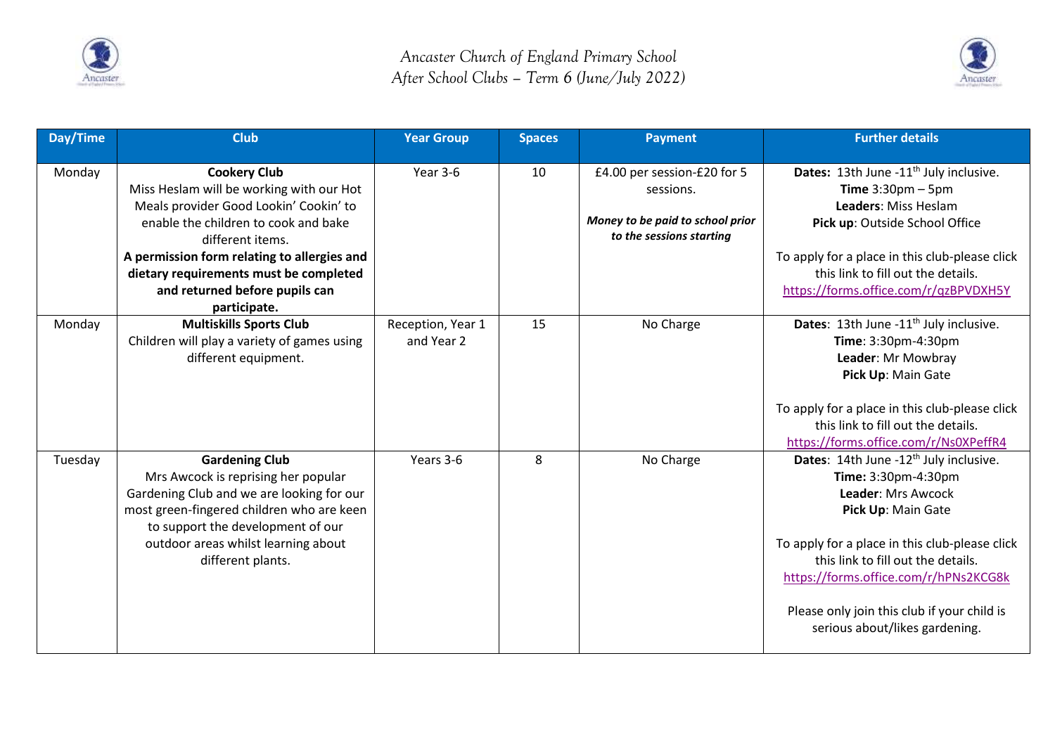# Ancaster Church of England Primary School
## After School Clubs – Term 6 (June/July 2022)

| Day/Time | Club | Year Group | Spaces | Payment | Further details |
|---|---|---|---|---|---|
| Monday | **Cookery Club**<br>Miss Heslam will be working with our Hot Meals provider Good Lookin' Cookin' to enable the children to cook and bake different items.<br>**A permission form relating to allergies and dietary requirements must be completed and returned before pupils can participate.** | Year 3-6 | 10 | £4.00 per session-£20 for 5 sessions.<br><br>***Money to be paid to school prior to the sessions starting*** | **Dates:** 13th June -11th July inclusive.<br>**Time** 3:30pm – 5pm<br>**Leaders**: Miss Heslam<br>**Pick up**: Outside School Office<br><br>To apply for a place in this club-please click this link to fill out the details.<br>https://forms.office.com/r/qzBPVDXH5Y |
| Monday | **Multiskills Sports Club**<br>Children will play a variety of games using different equipment. | Reception, Year 1 and Year 2 | 15 | No Charge | **Dates**: 13th June -11th July inclusive.<br>**Time**: 3:30pm-4:30pm<br>**Leader**: Mr Mowbray<br>**Pick Up**: Main Gate<br><br>To apply for a place in this club-please click this link to fill out the details.<br>https://forms.office.com/r/Ns0XPeffR4 |
| Tuesday | **Gardening Club**<br>Mrs Awcock is reprising her popular Gardening Club and we are looking for our most green-fingered children who are keen to support the development of our outdoor areas whilst learning about different plants. | Years 3-6 | 8 | No Charge | **Dates**: 14th June -12th July inclusive.<br>**Time:** 3:30pm-4:30pm<br>**Leader**: Mrs Awcock<br>**Pick Up**: Main Gate<br><br>To apply for a place in this club-please click this link to fill out the details.<br>https://forms.office.com/r/hPNs2KCG8k<br><br>Please only join this club if your child is serious about/likes gardening. |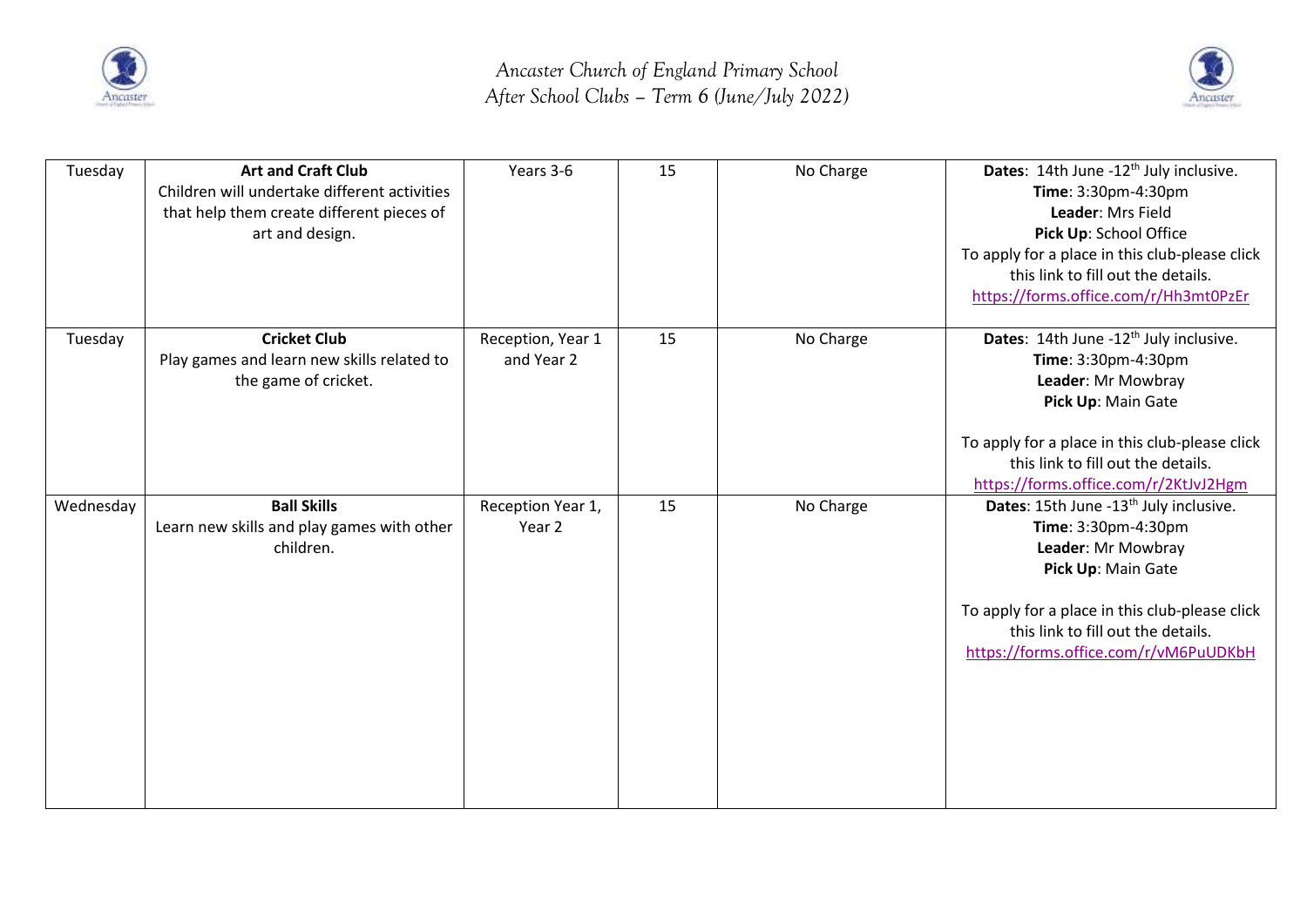*Ancaster Church of England Primary School*
*After School Clubs – Term 6 (June/July 2022)*

| | | | | | |
|---|---|---|---|---|---|
| Tuesday | **Art and Craft Club**<br>Children will undertake different activities that help them create different pieces of art and design. | Years 3-6 | 15 | No Charge | **Dates**: 14th June -12th July inclusive.<br>**Time**: 3:30pm-4:30pm<br>**Leader**: Mrs Field<br>**Pick Up**: School Office<br>To apply for a place in this club-please click this link to fill out the details.<br>https://forms.office.com/r/Hh3mt0PzEr |
| Tuesday | **Cricket Club**<br>Play games and learn new skills related to the game of cricket. | Reception, Year 1 and Year 2 | 15 | No Charge | **Dates**: 14th June -12th July inclusive.<br>**Time**: 3:30pm-4:30pm<br>**Leader**: Mr Mowbray<br>**Pick Up**: Main Gate<br><br>To apply for a place in this club-please click this link to fill out the details.<br>https://forms.office.com/r/2KtJvJ2Hgm |
| Wednesday | **Ball Skills**<br>Learn new skills and play games with other children. | Reception Year 1, Year 2 | 15 | No Charge | **Dates**: 15th June -13th July inclusive.<br>**Time**: 3:30pm-4:30pm<br>**Leader**: Mr Mowbray<br>**Pick Up**: Main Gate<br><br>To apply for a place in this club-please click this link to fill out the details.<br>https://forms.office.com/r/vM6PuUDKbH |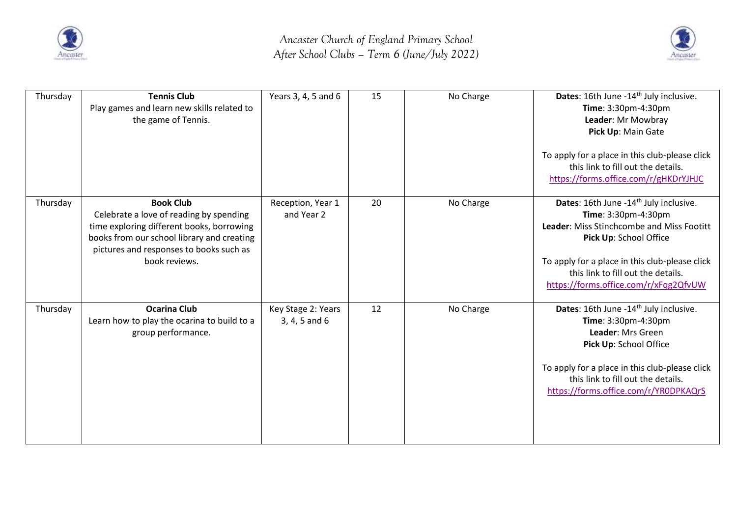*Ancaster Church of England Primary School*
*After School Clubs – Term 6 (June/July 2022)*

| | | | | | |
|---|---|---|---|---|---|
| Thursday | **Tennis Club**<br>Play games and learn new skills related to the game of Tennis. | Years 3, 4, 5 and 6 | 15 | No Charge | **Dates**: 16th June -14th July inclusive.<br>**Time**: 3:30pm-4:30pm<br>**Leader**: Mr Mowbray<br>**Pick Up**: Main Gate<br><br>To apply for a place in this club-please click this link to fill out the details.<br>https://forms.office.com/r/gHKDrYJHJC |
| Thursday | **Book Club**<br>Celebrate a love of reading by spending time exploring different books, borrowing books from our school library and creating pictures and responses to books such as book reviews. | Reception, Year 1 and Year 2 | 20 | No Charge | **Dates**: 16th June -14th July inclusive.<br>**Time**: 3:30pm-4:30pm<br>**Leader**: Miss Stinchcombe and Miss Footitt<br>**Pick Up**: School Office<br><br>To apply for a place in this club-please click this link to fill out the details.<br>https://forms.office.com/r/xFqg2QfvUW |
| Thursday | **Ocarina Club**<br>Learn how to play the ocarina to build to a group performance. | Key Stage 2: Years 3, 4, 5 and 6 | 12 | No Charge | **Dates**: 16th June -14th July inclusive.<br>**Time**: 3:30pm-4:30pm<br>**Leader**: Mrs Green<br>**Pick Up**: School Office<br><br>To apply for a place in this club-please click this link to fill out the details.<br>https://forms.office.com/r/YR0DPKAQrS |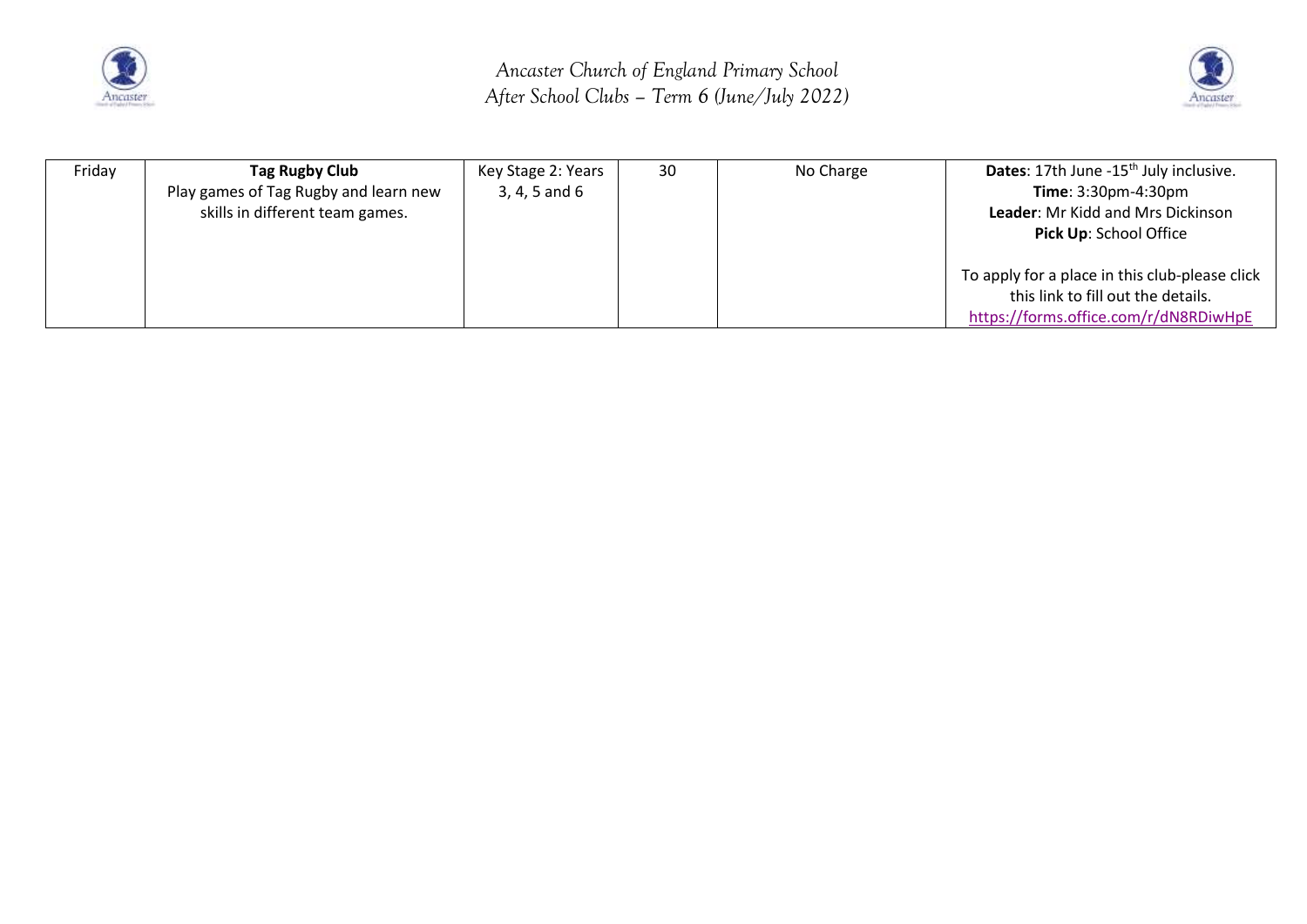*Ancaster Church of England Primary School*
*After School Clubs – Term 6 (June/July 2022)*

| | | | | | |
|---|---|---|---|---|---|
| Friday | **Tag Rugby Club**<br>Play games of Tag Rugby and learn new skills in different team games. | Key Stage 2: Years 3, 4, 5 and 6 | 30 | No Charge | **Dates**: 17th June -15th July inclusive.<br>**Time**: 3:30pm-4:30pm<br>**Leader**: Mr Kidd and Mrs Dickinson<br>**Pick Up**: School Office<br><br>To apply for a place in this club-please click this link to fill out the details.<br>https://forms.office.com/r/dN8RDiwHpE |